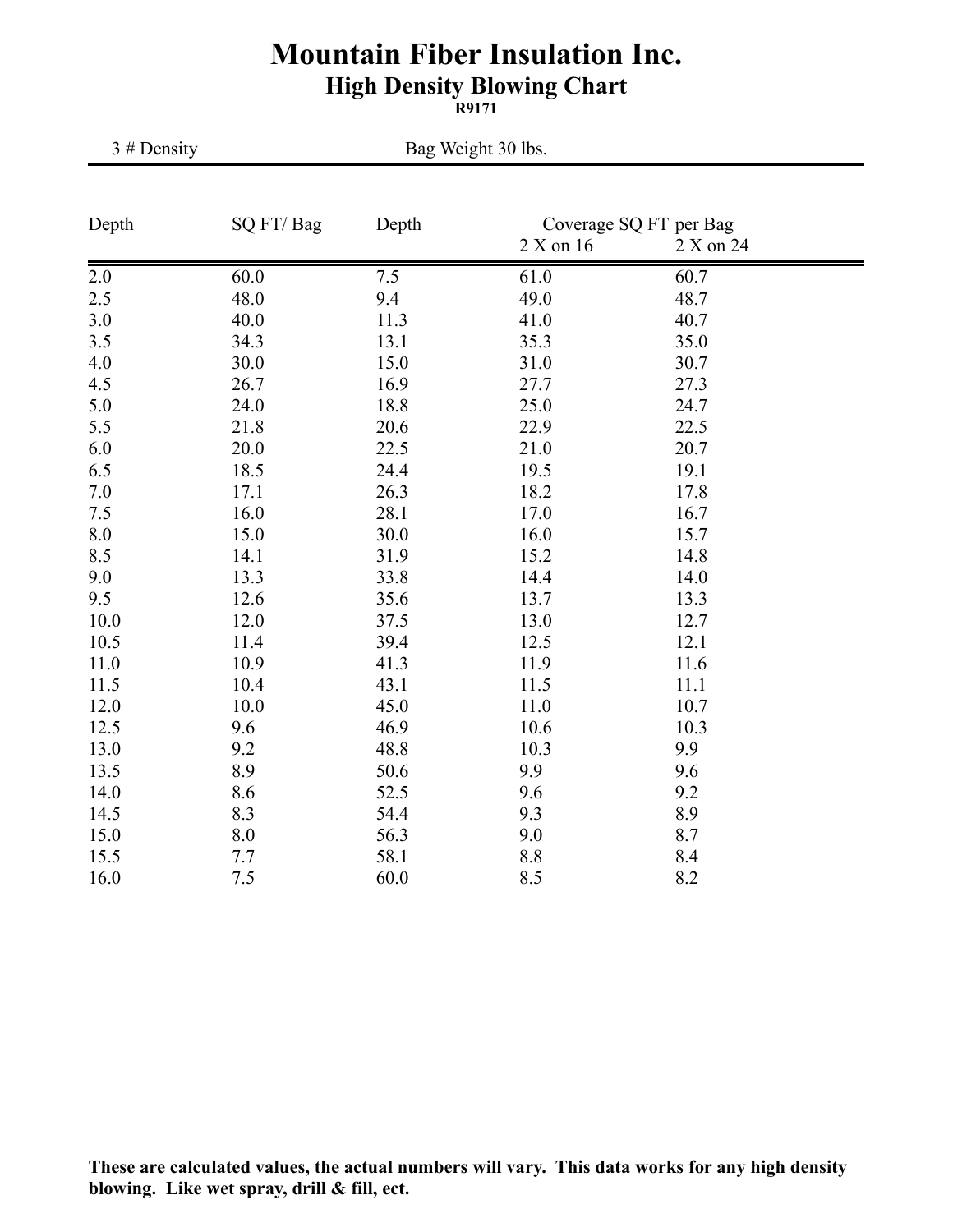# Mountain Fiber Insulation Inc.

## High Density Blowing Chart

**R9171**

3 # Density Bag Weight 30 lbs.

| Depth | SQ FT/ Bag | Depth | Coverage SQ FT per Bag | |
|---|---|---|---|---|
| | | | 2 X on 16 | 2 X on 24 |
| 2.0 | 60.0 | 7.5 | 61.0 | 60.7 |
| 2.5 | 48.0 | 9.4 | 49.0 | 48.7 |
| 3.0 | 40.0 | 11.3 | 41.0 | 40.7 |
| 3.5 | 34.3 | 13.1 | 35.3 | 35.0 |
| 4.0 | 30.0 | 15.0 | 31.0 | 30.7 |
| 4.5 | 26.7 | 16.9 | 27.7 | 27.3 |
| 5.0 | 24.0 | 18.8 | 25.0 | 24.7 |
| 5.5 | 21.8 | 20.6 | 22.9 | 22.5 |
| 6.0 | 20.0 | 22.5 | 21.0 | 20.7 |
| 6.5 | 18.5 | 24.4 | 19.5 | 19.1 |
| 7.0 | 17.1 | 26.3 | 18.2 | 17.8 |
| 7.5 | 16.0 | 28.1 | 17.0 | 16.7 |
| 8.0 | 15.0 | 30.0 | 16.0 | 15.7 |
| 8.5 | 14.1 | 31.9 | 15.2 | 14.8 |
| 9.0 | 13.3 | 33.8 | 14.4 | 14.0 |
| 9.5 | 12.6 | 35.6 | 13.7 | 13.3 |
| 10.0 | 12.0 | 37.5 | 13.0 | 12.7 |
| 10.5 | 11.4 | 39.4 | 12.5 | 12.1 |
| 11.0 | 10.9 | 41.3 | 11.9 | 11.6 |
| 11.5 | 10.4 | 43.1 | 11.5 | 11.1 |
| 12.0 | 10.0 | 45.0 | 11.0 | 10.7 |
| 12.5 | 9.6 | 46.9 | 10.6 | 10.3 |
| 13.0 | 9.2 | 48.8 | 10.3 | 9.9 |
| 13.5 | 8.9 | 50.6 | 9.9 | 9.6 |
| 14.0 | 8.6 | 52.5 | 9.6 | 9.2 |
| 14.5 | 8.3 | 54.4 | 9.3 | 8.9 |
| 15.0 | 8.0 | 56.3 | 9.0 | 8.7 |
| 15.5 | 7.7 | 58.1 | 8.8 | 8.4 |
| 16.0 | 7.5 | 60.0 | 8.5 | 8.2 |

**These are calculated values, the actual numbers will vary. This data works for any high density blowing. Like wet spray, drill & fill, ect.**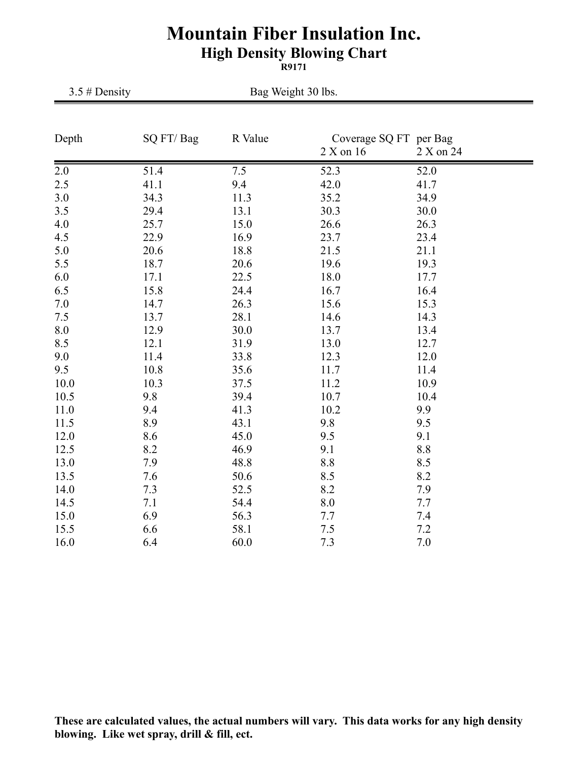# Mountain Fiber Insulation Inc.

## High Density Blowing Chart

**R9171**

3.5 # Density　　　　　　Bag Weight 30 lbs.

| Depth | SQ FT/ Bag | R Value | Coverage SQ FT per Bag 2 X on 16 | 2 X on 24 |
|---|---|---|---|---|
| 2.0 | 51.4 | 7.5 | 52.3 | 52.0 |
| 2.5 | 41.1 | 9.4 | 42.0 | 41.7 |
| 3.0 | 34.3 | 11.3 | 35.2 | 34.9 |
| 3.5 | 29.4 | 13.1 | 30.3 | 30.0 |
| 4.0 | 25.7 | 15.0 | 26.6 | 26.3 |
| 4.5 | 22.9 | 16.9 | 23.7 | 23.4 |
| 5.0 | 20.6 | 18.8 | 21.5 | 21.1 |
| 5.5 | 18.7 | 20.6 | 19.6 | 19.3 |
| 6.0 | 17.1 | 22.5 | 18.0 | 17.7 |
| 6.5 | 15.8 | 24.4 | 16.7 | 16.4 |
| 7.0 | 14.7 | 26.3 | 15.6 | 15.3 |
| 7.5 | 13.7 | 28.1 | 14.6 | 14.3 |
| 8.0 | 12.9 | 30.0 | 13.7 | 13.4 |
| 8.5 | 12.1 | 31.9 | 13.0 | 12.7 |
| 9.0 | 11.4 | 33.8 | 12.3 | 12.0 |
| 9.5 | 10.8 | 35.6 | 11.7 | 11.4 |
| 10.0 | 10.3 | 37.5 | 11.2 | 10.9 |
| 10.5 | 9.8 | 39.4 | 10.7 | 10.4 |
| 11.0 | 9.4 | 41.3 | 10.2 | 9.9 |
| 11.5 | 8.9 | 43.1 | 9.8 | 9.5 |
| 12.0 | 8.6 | 45.0 | 9.5 | 9.1 |
| 12.5 | 8.2 | 46.9 | 9.1 | 8.8 |
| 13.0 | 7.9 | 48.8 | 8.8 | 8.5 |
| 13.5 | 7.6 | 50.6 | 8.5 | 8.2 |
| 14.0 | 7.3 | 52.5 | 8.2 | 7.9 |
| 14.5 | 7.1 | 54.4 | 8.0 | 7.7 |
| 15.0 | 6.9 | 56.3 | 7.7 | 7.4 |
| 15.5 | 6.6 | 58.1 | 7.5 | 7.2 |
| 16.0 | 6.4 | 60.0 | 7.3 | 7.0 |

**These are calculated values, the actual numbers will vary. This data works for any high density blowing. Like wet spray, drill & fill, ect.**